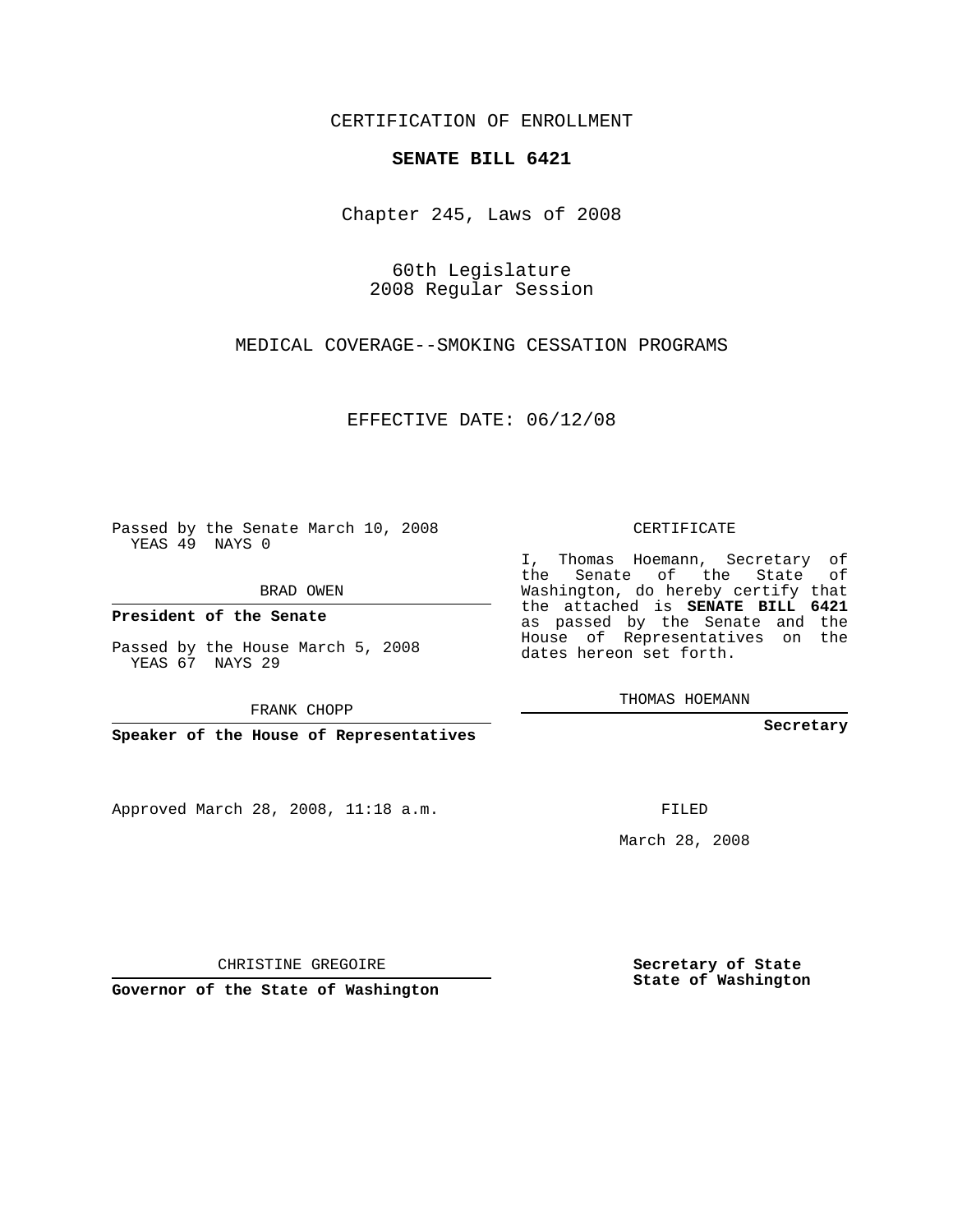CERTIFICATION OF ENROLLMENT

**SENATE BILL 6421**

Chapter 245, Laws of 2008

60th Legislature
2008 Regular Session

MEDICAL COVERAGE--SMOKING CESSATION PROGRAMS

EFFECTIVE DATE: 06/12/08

Passed by the Senate March 10, 2008
YEAS 49 NAYS 0

BRAD OWEN

**President of the Senate**

Passed by the House March 5, 2008
YEAS 67 NAYS 29

FRANK CHOPP

**Speaker of the House of Representatives**

Approved March 28, 2008, 11:18 a.m.

CHRISTINE GREGOIRE

**Governor of the State of Washington**

CERTIFICATE

I, Thomas Hoemann, Secretary of the Senate of the State of Washington, do hereby certify that the attached is **SENATE BILL 6421** as passed by the Senate and the House of Representatives on the dates hereon set forth.

THOMAS HOEMANN

**Secretary**

FILED

March 28, 2008

**Secretary of State**
**State of Washington**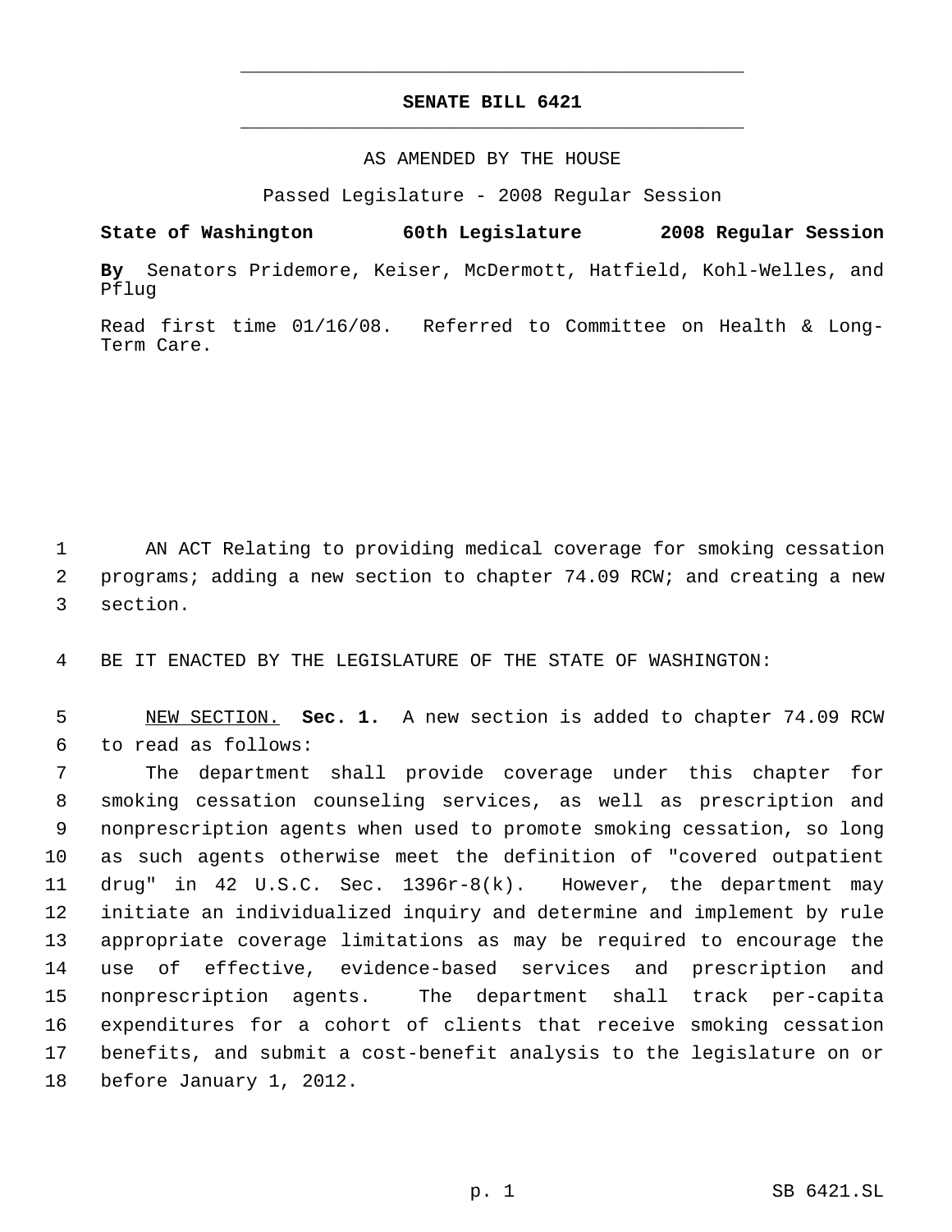**SENATE BILL 6421**

AS AMENDED BY THE HOUSE

Passed Legislature - 2008 Regular Session

**State of Washington 60th Legislature 2008 Regular Session**

**By** Senators Pridemore, Keiser, McDermott, Hatfield, Kohl-Welles, and Pflug

Read first time 01/16/08. Referred to Committee on Health & Long-Term Care.

AN ACT Relating to providing medical coverage for smoking cessation programs; adding a new section to chapter 74.09 RCW; and creating a new section.

BE IT ENACTED BY THE LEGISLATURE OF THE STATE OF WASHINGTON:

NEW SECTION. **Sec. 1.** A new section is added to chapter 74.09 RCW to read as follows:

The department shall provide coverage under this chapter for smoking cessation counseling services, as well as prescription and nonprescription agents when used to promote smoking cessation, so long as such agents otherwise meet the definition of "covered outpatient drug" in 42 U.S.C. Sec. 1396r-8(k). However, the department may initiate an individualized inquiry and determine and implement by rule appropriate coverage limitations as may be required to encourage the use of effective, evidence-based services and prescription and nonprescription agents. The department shall track per-capita expenditures for a cohort of clients that receive smoking cessation benefits, and submit a cost-benefit analysis to the legislature on or before January 1, 2012.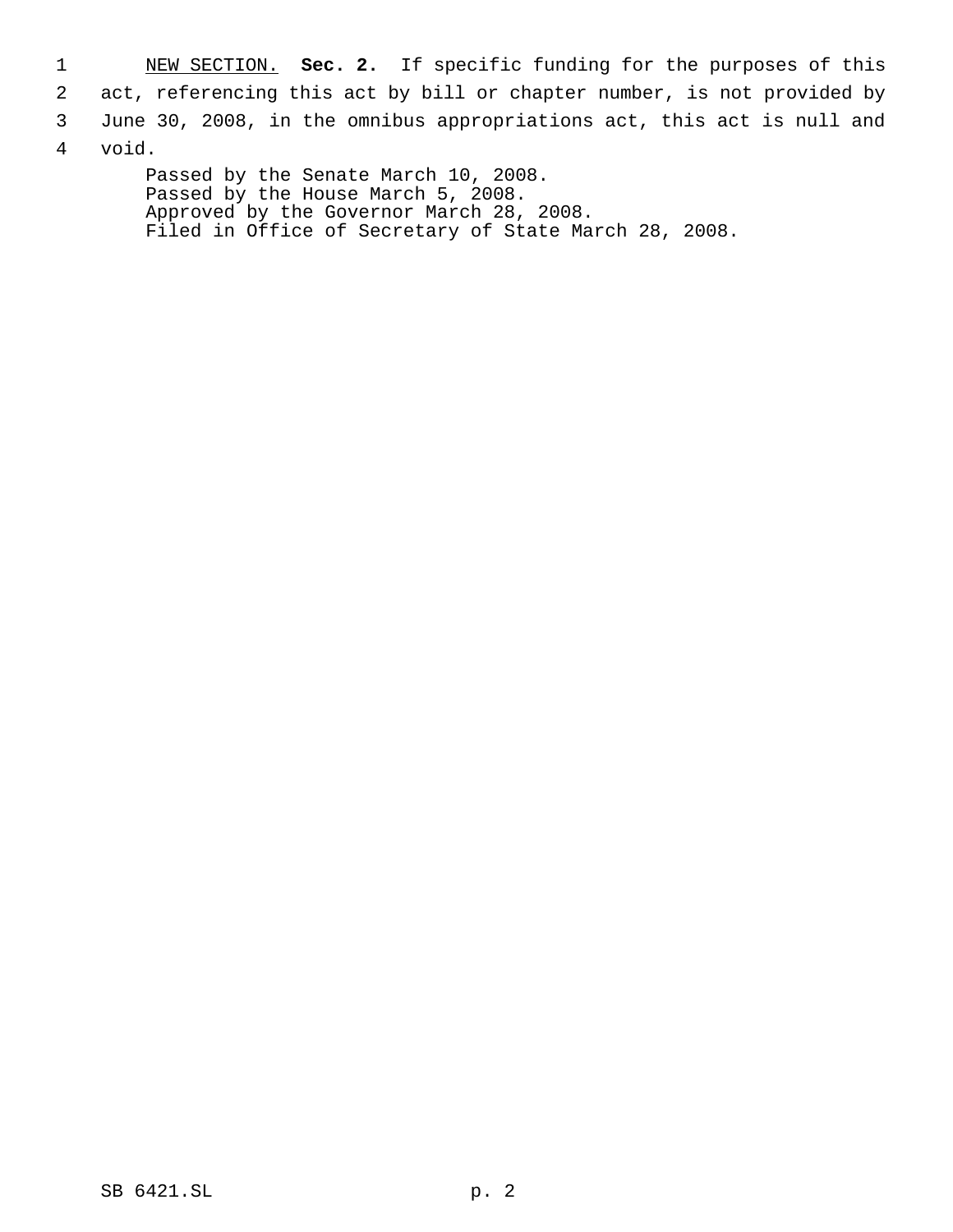NEW SECTION. **Sec. 2.** If specific funding for the purposes of this act, referencing this act by bill or chapter number, is not provided by June 30, 2008, in the omnibus appropriations act, this act is null and void.

Passed by the Senate March 10, 2008.
Passed by the House March 5, 2008.
Approved by the Governor March 28, 2008.
Filed in Office of Secretary of State March 28, 2008.